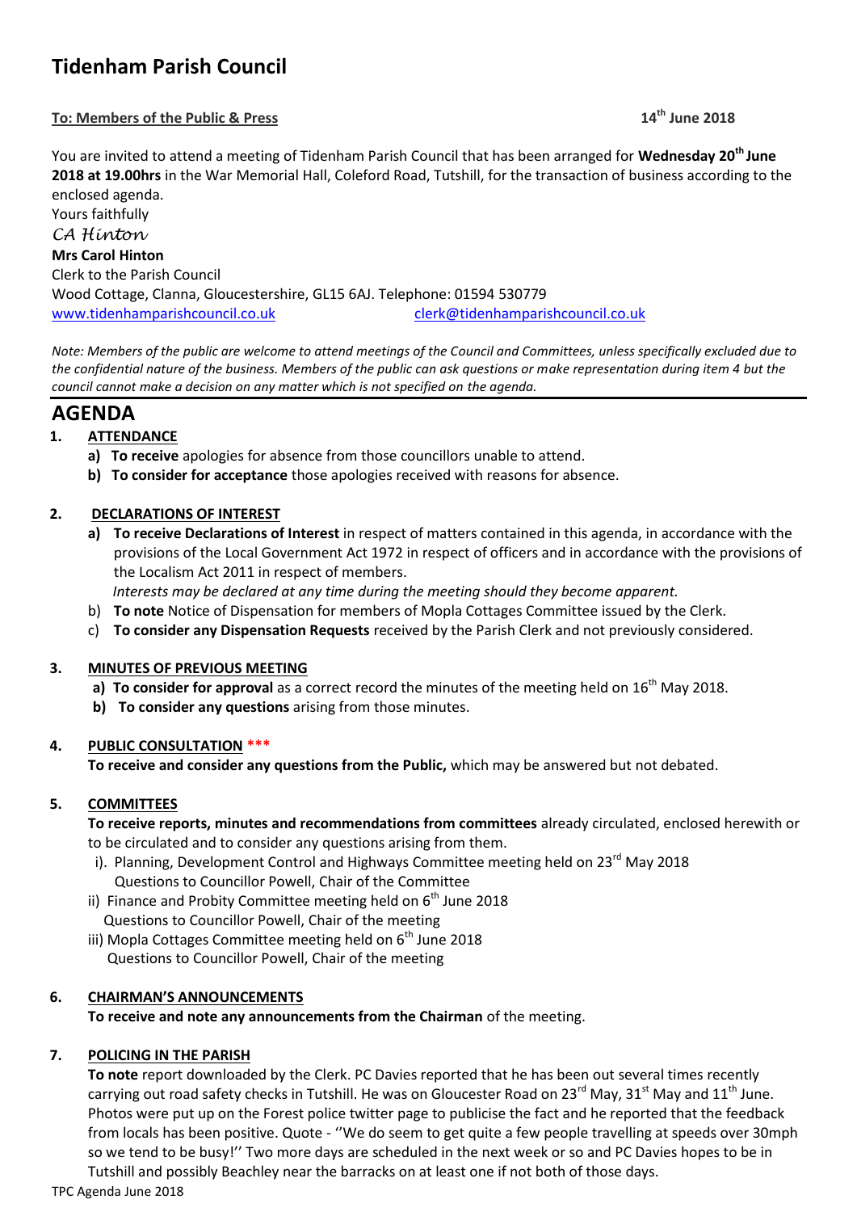# Tidenham Parish Council

**To: Members of the Public & Press** **14th June 2018**

You are invited to attend a meeting of Tidenham Parish Council that has been arranged for **Wednesday 20th June 2018 at 19.00hrs** in the War Memorial Hall, Coleford Road, Tutshill, for the transaction of business according to the enclosed agenda.

Yours faithfully

*CA Hinton*

**Mrs Carol Hinton**

Clerk to the Parish Council

Wood Cottage, Clanna, Gloucestershire, GL15 6AJ. Telephone: 01594 530779

www.tidenhamparishcouncil.co.uk clerk@tidenhamparishcouncil.co.uk

*Note: Members of the public are welcome to attend meetings of the Council and Committees, unless specifically excluded due to the confidential nature of the business. Members of the public can ask questions or make representation during item 4 but the council cannot make a decision on any matter which is not specified on the agenda.*

## AGENDA

1. **ATTENDANCE**
   - **a) To receive** apologies for absence from those councillors unable to attend.
   - **b) To consider for acceptance** those apologies received with reasons for absence.

2. **DECLARATIONS OF INTEREST**
   - **a) To receive Declarations of Interest** in respect of matters contained in this agenda, in accordance with the provisions of the Local Government Act 1972 in respect of officers and in accordance with the provisions of the Localism Act 2011 in respect of members.
     *Interests may be declared at any time during the meeting should they become apparent.*
   - b) **To note** Notice of Dispensation for members of Mopla Cottages Committee issued by the Clerk.
   - c) **To consider any Dispensation Requests** received by the Parish Clerk and not previously considered.

3. **MINUTES OF PREVIOUS MEETING**
   - **a) To consider for approval** as a correct record the minutes of the meeting held on 16th May 2018.
   - **b) To consider any questions** arising from those minutes.

4. **PUBLIC CONSULTATION \*\*\***
   **To receive and consider any questions from the Public,** which may be answered but not debated.

5. **COMMITTEES**
   **To receive reports, minutes and recommendations from committees** already circulated, enclosed herewith or to be circulated and to consider any questions arising from them.
   - i). Planning, Development Control and Highways Committee meeting held on 23rd May 2018
     Questions to Councillor Powell, Chair of the Committee
   - ii) Finance and Probity Committee meeting held on 6th June 2018
     Questions to Councillor Powell, Chair of the meeting
   - iii) Mopla Cottages Committee meeting held on 6th June 2018
     Questions to Councillor Powell, Chair of the meeting

6. **CHAIRMAN'S ANNOUNCEMENTS**
   **To receive and note any announcements from the Chairman** of the meeting.

7. **POLICING IN THE PARISH**
   **To note** report downloaded by the Clerk. PC Davies reported that he has been out several times recently carrying out road safety checks in Tutshill. He was on Gloucester Road on 23rd May, 31st May and 11th June. Photos were put up on the Forest police twitter page to publicise the fact and he reported that the feedback from locals has been positive. Quote - ''We do seem to get quite a few people travelling at speeds over 30mph so we tend to be busy!'' Two more days are scheduled in the next week or so and PC Davies hopes to be in Tutshill and possibly Beachley near the barracks on at least one if not both of those days.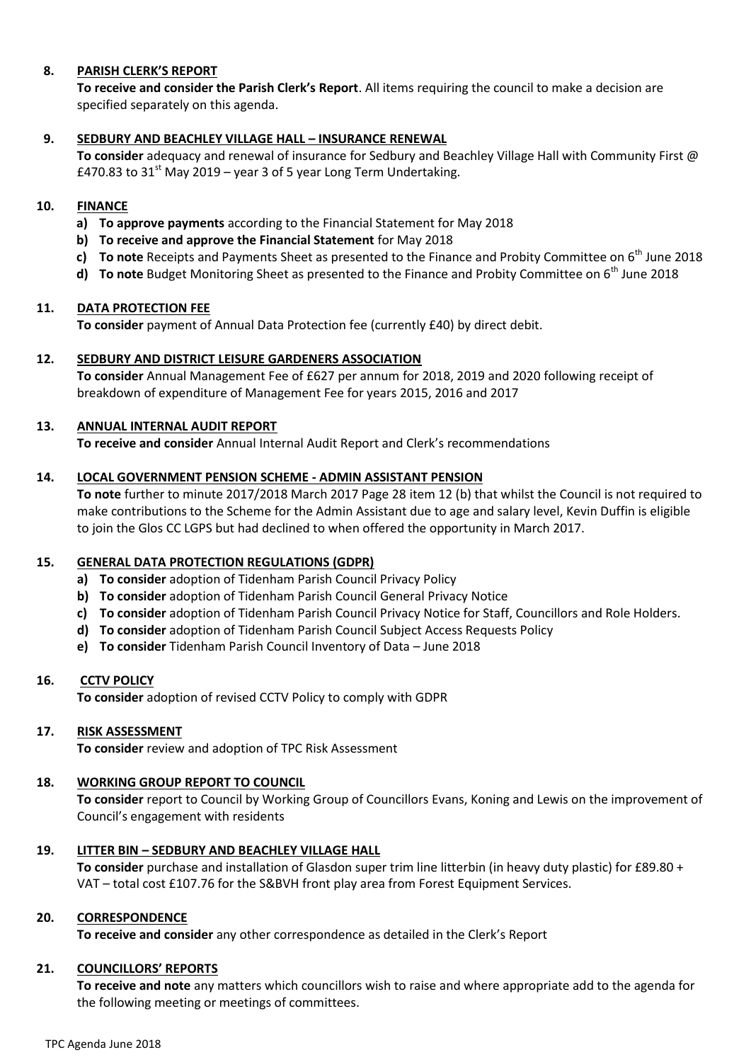**8. PARISH CLERK'S REPORT**

**To receive and consider the Parish Clerk's Report**. All items requiring the council to make a decision are specified separately on this agenda.

**9. SEDBURY AND BEACHLEY VILLAGE HALL – INSURANCE RENEWAL**

**To consider** adequacy and renewal of insurance for Sedbury and Beachley Village Hall with Community First @ £470.83 to 31st May 2019 – year 3 of 5 year Long Term Undertaking.

**10. FINANCE**

a) **To approve payments** according to the Financial Statement for May 2018
b) **To receive and approve the Financial Statement** for May 2018
c) **To note** Receipts and Payments Sheet as presented to the Finance and Probity Committee on 6th June 2018
d) **To note** Budget Monitoring Sheet as presented to the Finance and Probity Committee on 6th June 2018

**11. DATA PROTECTION FEE**

**To consider** payment of Annual Data Protection fee (currently £40) by direct debit.

**12. SEDBURY AND DISTRICT LEISURE GARDENERS ASSOCIATION**

**To consider** Annual Management Fee of £627 per annum for 2018, 2019 and 2020 following receipt of breakdown of expenditure of Management Fee for years 2015, 2016 and 2017

**13. ANNUAL INTERNAL AUDIT REPORT**

**To receive and consider** Annual Internal Audit Report and Clerk's recommendations

**14. LOCAL GOVERNMENT PENSION SCHEME - ADMIN ASSISTANT PENSION**

**To note** further to minute 2017/2018 March 2017 Page 28 item 12 (b) that whilst the Council is not required to make contributions to the Scheme for the Admin Assistant due to age and salary level, Kevin Duffin is eligible to join the Glos CC LGPS but had declined to when offered the opportunity in March 2017.

**15. GENERAL DATA PROTECTION REGULATIONS (GDPR)**

a) **To consider** adoption of Tidenham Parish Council Privacy Policy
b) **To consider** adoption of Tidenham Parish Council General Privacy Notice
c) **To consider** adoption of Tidenham Parish Council Privacy Notice for Staff, Councillors and Role Holders.
d) **To consider** adoption of Tidenham Parish Council Subject Access Requests Policy
e) **To consider** Tidenham Parish Council Inventory of Data – June 2018

**16. CCTV POLICY**

**To consider** adoption of revised CCTV Policy to comply with GDPR

**17. RISK ASSESSMENT**

**To consider** review and adoption of TPC Risk Assessment

**18. WORKING GROUP REPORT TO COUNCIL**

**To consider** report to Council by Working Group of Councillors Evans, Koning and Lewis on the improvement of Council's engagement with residents

**19. LITTER BIN – SEDBURY AND BEACHLEY VILLAGE HALL**

**To consider** purchase and installation of Glasdon super trim line litterbin (in heavy duty plastic) for £89.80 + VAT – total cost £107.76 for the S&BVH front play area from Forest Equipment Services.

**20. CORRESPONDENCE**

**To receive and consider** any other correspondence as detailed in the Clerk's Report

**21. COUNCILLORS' REPORTS**

**To receive and note** any matters which councillors wish to raise and where appropriate add to the agenda for the following meeting or meetings of committees.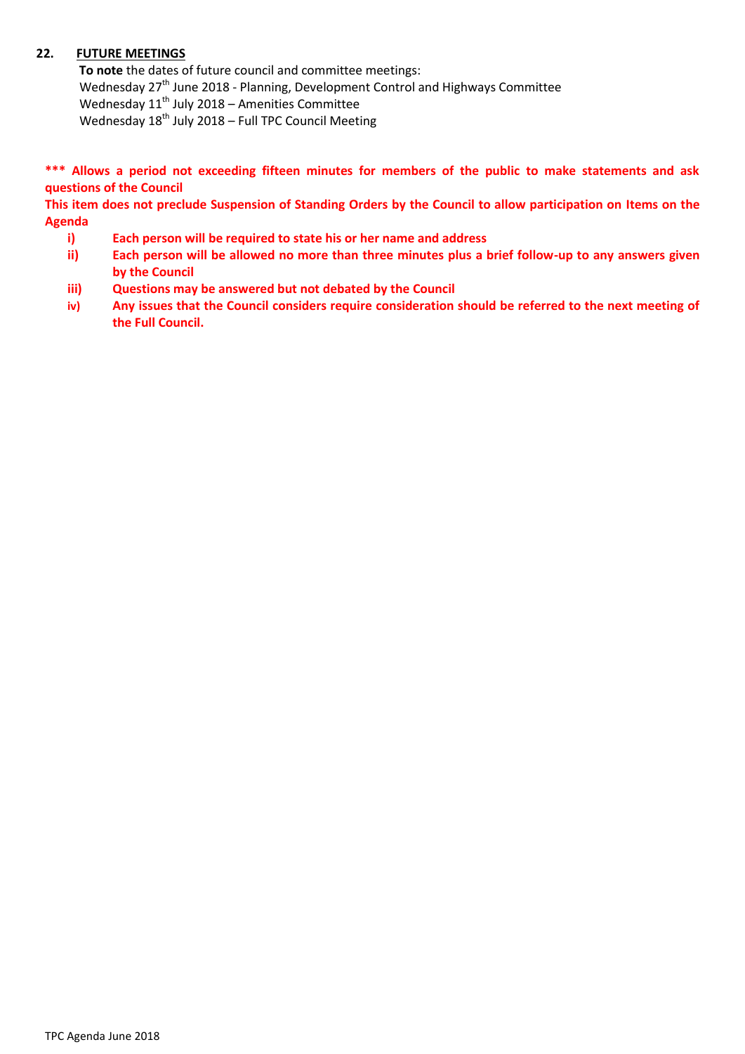## 22. FUTURE MEETINGS

**To note** the dates of future council and committee meetings:
Wednesday 27th June 2018 - Planning, Development Control and Highways Committee
Wednesday 11th July 2018 – Amenities Committee
Wednesday 18th July 2018 – Full TPC Council Meeting

**\*\*\* Allows a period not exceeding fifteen minutes for members of the public to make statements and ask questions of the Council**

**This item does not preclude Suspension of Standing Orders by the Council to allow participation on Items on the Agenda**

- **i) Each person will be required to state his or her name and address**
- **ii) Each person will be allowed no more than three minutes plus a brief follow-up to any answers given by the Council**
- **iii) Questions may be answered but not debated by the Council**
- **iv) Any issues that the Council considers require consideration should be referred to the next meeting of the Full Council.**